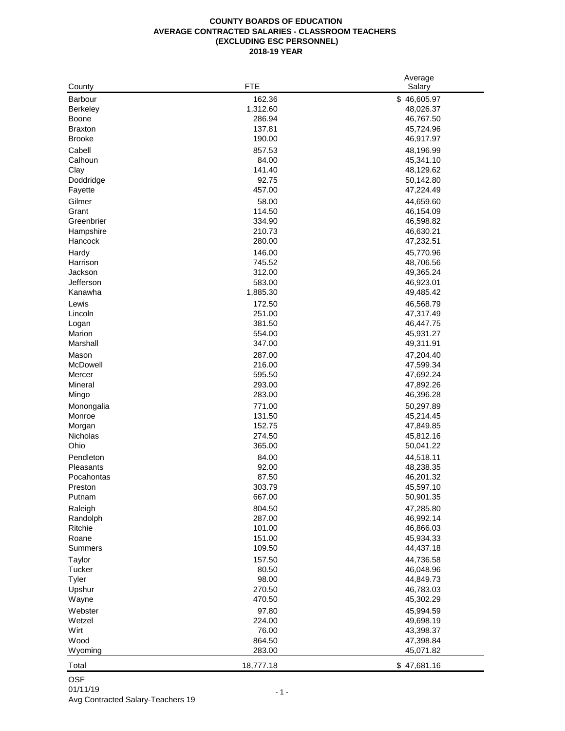# COUNTY BOARDS OF EDUCATION
## AVERAGE CONTRACTED SALARIES - CLASSROOM TEACHERS
## (EXCLUDING ESC PERSONNEL)
## 2018-19 YEAR

| County | FTE | Average Salary |
|---|---|---|
| Barbour | 162.36 | $ 46,605.97 |
| Berkeley | 1,312.60 | 48,026.37 |
| Boone | 286.94 | 46,767.50 |
| Braxton | 137.81 | 45,724.96 |
| Brooke | 190.00 | 46,917.97 |
| Cabell | 857.53 | 48,196.99 |
| Calhoun | 84.00 | 45,341.10 |
| Clay | 141.40 | 48,129.62 |
| Doddridge | 92.75 | 50,142.80 |
| Fayette | 457.00 | 47,224.49 |
| Gilmer | 58.00 | 44,659.60 |
| Grant | 114.50 | 46,154.09 |
| Greenbrier | 334.90 | 46,598.82 |
| Hampshire | 210.73 | 46,630.21 |
| Hancock | 280.00 | 47,232.51 |
| Hardy | 146.00 | 45,770.96 |
| Harrison | 745.52 | 48,706.56 |
| Jackson | 312.00 | 49,365.24 |
| Jefferson | 583.00 | 46,923.01 |
| Kanawha | 1,885.30 | 49,485.42 |
| Lewis | 172.50 | 46,568.79 |
| Lincoln | 251.00 | 47,317.49 |
| Logan | 381.50 | 46,447.75 |
| Marion | 554.00 | 45,931.27 |
| Marshall | 347.00 | 49,311.91 |
| Mason | 287.00 | 47,204.40 |
| McDowell | 216.00 | 47,599.34 |
| Mercer | 595.50 | 47,692.24 |
| Mineral | 293.00 | 47,892.26 |
| Mingo | 283.00 | 46,396.28 |
| Monongalia | 771.00 | 50,297.89 |
| Monroe | 131.50 | 45,214.45 |
| Morgan | 152.75 | 47,849.85 |
| Nicholas | 274.50 | 45,812.16 |
| Ohio | 365.00 | 50,041.22 |
| Pendleton | 84.00 | 44,518.11 |
| Pleasants | 92.00 | 48,238.35 |
| Pocahontas | 87.50 | 46,201.32 |
| Preston | 303.79 | 45,597.10 |
| Putnam | 667.00 | 50,901.35 |
| Raleigh | 804.50 | 47,285.80 |
| Randolph | 287.00 | 46,992.14 |
| Ritchie | 101.00 | 46,866.03 |
| Roane | 151.00 | 45,934.33 |
| Summers | 109.50 | 44,437.18 |
| Taylor | 157.50 | 44,736.58 |
| Tucker | 80.50 | 46,048.96 |
| Tyler | 98.00 | 44,849.73 |
| Upshur | 270.50 | 46,783.03 |
| Wayne | 470.50 | 45,302.29 |
| Webster | 97.80 | 45,994.59 |
| Wetzel | 224.00 | 49,698.19 |
| Wirt | 76.00 | 43,398.37 |
| Wood | 864.50 | 47,398.84 |
| Wyoming | 283.00 | 45,071.82 |
| Total | 18,777.18 | $ 47,681.16 |

OSF
01/11/19
Avg Contracted Salary-Teachers 19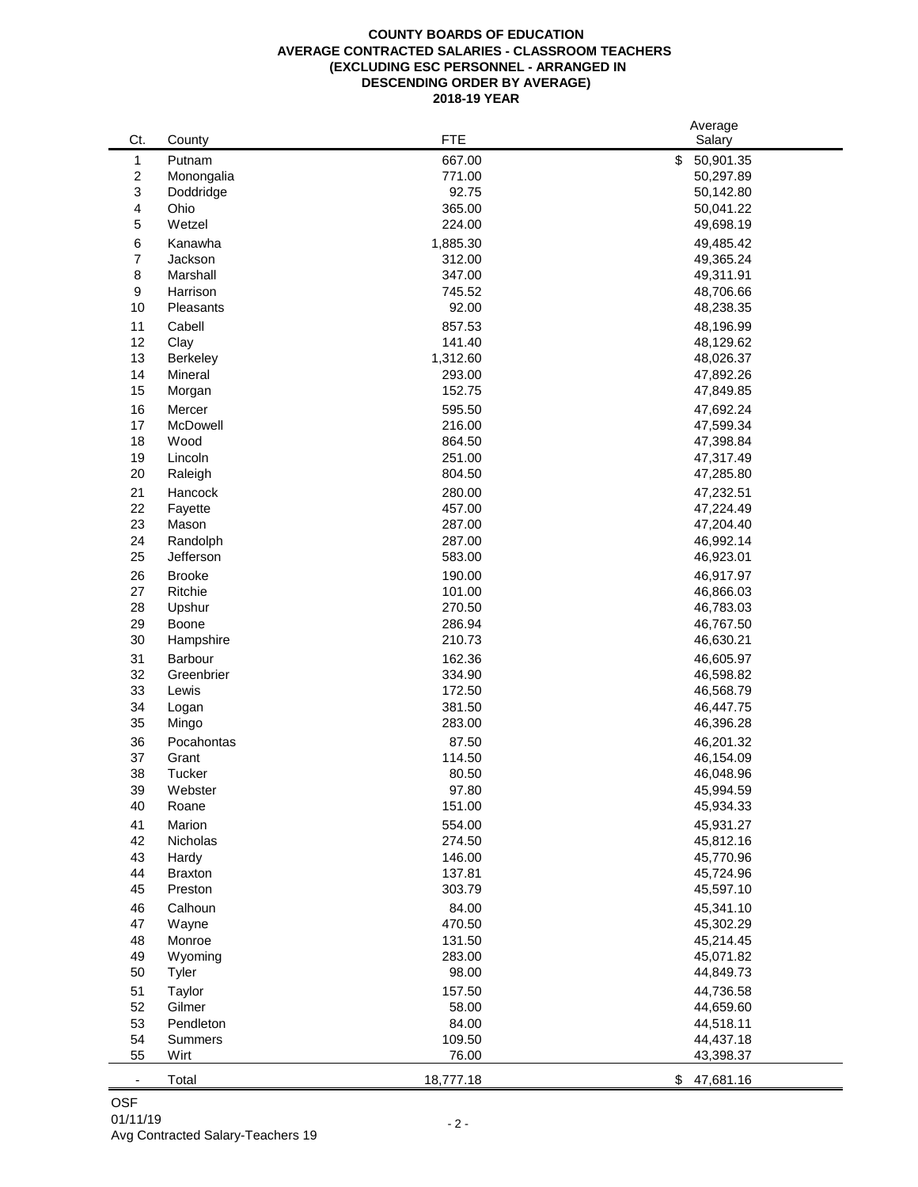**COUNTY BOARDS OF EDUCATION**
**AVERAGE CONTRACTED SALARIES - CLASSROOM TEACHERS**
**(EXCLUDING ESC PERSONNEL - ARRANGED IN**
**DESCENDING ORDER BY AVERAGE)**
**2018-19 YEAR**

| Ct. | County | FTE | Average Salary |
|---|---|---|---|
| 1 | Putnam | 667.00 | $ 50,901.35 |
| 2 | Monongalia | 771.00 | 50,297.89 |
| 3 | Doddridge | 92.75 | 50,142.80 |
| 4 | Ohio | 365.00 | 50,041.22 |
| 5 | Wetzel | 224.00 | 49,698.19 |
| 6 | Kanawha | 1,885.30 | 49,485.42 |
| 7 | Jackson | 312.00 | 49,365.24 |
| 8 | Marshall | 347.00 | 49,311.91 |
| 9 | Harrison | 745.52 | 48,706.66 |
| 10 | Pleasants | 92.00 | 48,238.35 |
| 11 | Cabell | 857.53 | 48,196.99 |
| 12 | Clay | 141.40 | 48,129.62 |
| 13 | Berkeley | 1,312.60 | 48,026.37 |
| 14 | Mineral | 293.00 | 47,892.26 |
| 15 | Morgan | 152.75 | 47,849.85 |
| 16 | Mercer | 595.50 | 47,692.24 |
| 17 | McDowell | 216.00 | 47,599.34 |
| 18 | Wood | 864.50 | 47,398.84 |
| 19 | Lincoln | 251.00 | 47,317.49 |
| 20 | Raleigh | 804.50 | 47,285.80 |
| 21 | Hancock | 280.00 | 47,232.51 |
| 22 | Fayette | 457.00 | 47,224.49 |
| 23 | Mason | 287.00 | 47,204.40 |
| 24 | Randolph | 287.00 | 46,992.14 |
| 25 | Jefferson | 583.00 | 46,923.01 |
| 26 | Brooke | 190.00 | 46,917.97 |
| 27 | Ritchie | 101.00 | 46,866.03 |
| 28 | Upshur | 270.50 | 46,783.03 |
| 29 | Boone | 286.94 | 46,767.50 |
| 30 | Hampshire | 210.73 | 46,630.21 |
| 31 | Barbour | 162.36 | 46,605.97 |
| 32 | Greenbrier | 334.90 | 46,598.82 |
| 33 | Lewis | 172.50 | 46,568.79 |
| 34 | Logan | 381.50 | 46,447.75 |
| 35 | Mingo | 283.00 | 46,396.28 |
| 36 | Pocahontas | 87.50 | 46,201.32 |
| 37 | Grant | 114.50 | 46,154.09 |
| 38 | Tucker | 80.50 | 46,048.96 |
| 39 | Webster | 97.80 | 45,994.59 |
| 40 | Roane | 151.00 | 45,934.33 |
| 41 | Marion | 554.00 | 45,931.27 |
| 42 | Nicholas | 274.50 | 45,812.16 |
| 43 | Hardy | 146.00 | 45,770.96 |
| 44 | Braxton | 137.81 | 45,724.96 |
| 45 | Preston | 303.79 | 45,597.10 |
| 46 | Calhoun | 84.00 | 45,341.10 |
| 47 | Wayne | 470.50 | 45,302.29 |
| 48 | Monroe | 131.50 | 45,214.45 |
| 49 | Wyoming | 283.00 | 45,071.82 |
| 50 | Tyler | 98.00 | 44,849.73 |
| 51 | Taylor | 157.50 | 44,736.58 |
| 52 | Gilmer | 58.00 | 44,659.60 |
| 53 | Pendleton | 84.00 | 44,518.11 |
| 54 | Summers | 109.50 | 44,437.18 |
| 55 | Wirt | 76.00 | 43,398.37 |
| - | Total | 18,777.18 | $ 47,681.16 |

OSF
01/11/19
Avg Contracted Salary-Teachers 19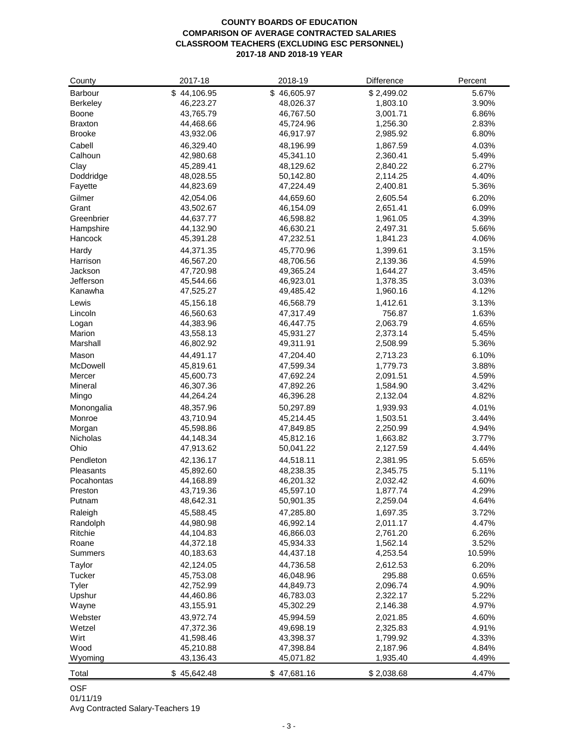**COUNTY BOARDS OF EDUCATION**
**COMPARISON OF AVERAGE CONTRACTED SALARIES**
**CLASSROOM TEACHERS (EXCLUDING ESC PERSONNEL)**
**2017-18 AND 2018-19 YEAR**

| County | 2017-18 | 2018-19 | Difference | Percent |
|---|---|---|---|---|
| Barbour | $ 44,106.95 | $ 46,605.97 | $ 2,499.02 | 5.67% |
| Berkeley | 46,223.27 | 48,026.37 | 1,803.10 | 3.90% |
| Boone | 43,765.79 | 46,767.50 | 3,001.71 | 6.86% |
| Braxton | 44,468.66 | 45,724.96 | 1,256.30 | 2.83% |
| Brooke | 43,932.06 | 46,917.97 | 2,985.92 | 6.80% |
| Cabell | 46,329.40 | 48,196.99 | 1,867.59 | 4.03% |
| Calhoun | 42,980.68 | 45,341.10 | 2,360.41 | 5.49% |
| Clay | 45,289.41 | 48,129.62 | 2,840.22 | 6.27% |
| Doddridge | 48,028.55 | 50,142.80 | 2,114.25 | 4.40% |
| Fayette | 44,823.69 | 47,224.49 | 2,400.81 | 5.36% |
| Gilmer | 42,054.06 | 44,659.60 | 2,605.54 | 6.20% |
| Grant | 43,502.67 | 46,154.09 | 2,651.41 | 6.09% |
| Greenbrier | 44,637.77 | 46,598.82 | 1,961.05 | 4.39% |
| Hampshire | 44,132.90 | 46,630.21 | 2,497.31 | 5.66% |
| Hancock | 45,391.28 | 47,232.51 | 1,841.23 | 4.06% |
| Hardy | 44,371.35 | 45,770.96 | 1,399.61 | 3.15% |
| Harrison | 46,567.20 | 48,706.56 | 2,139.36 | 4.59% |
| Jackson | 47,720.98 | 49,365.24 | 1,644.27 | 3.45% |
| Jefferson | 45,544.66 | 46,923.01 | 1,378.35 | 3.03% |
| Kanawha | 47,525.27 | 49,485.42 | 1,960.16 | 4.12% |
| Lewis | 45,156.18 | 46,568.79 | 1,412.61 | 3.13% |
| Lincoln | 46,560.63 | 47,317.49 | 756.87 | 1.63% |
| Logan | 44,383.96 | 46,447.75 | 2,063.79 | 4.65% |
| Marion | 43,558.13 | 45,931.27 | 2,373.14 | 5.45% |
| Marshall | 46,802.92 | 49,311.91 | 2,508.99 | 5.36% |
| Mason | 44,491.17 | 47,204.40 | 2,713.23 | 6.10% |
| McDowell | 45,819.61 | 47,599.34 | 1,779.73 | 3.88% |
| Mercer | 45,600.73 | 47,692.24 | 2,091.51 | 4.59% |
| Mineral | 46,307.36 | 47,892.26 | 1,584.90 | 3.42% |
| Mingo | 44,264.24 | 46,396.28 | 2,132.04 | 4.82% |
| Monongalia | 48,357.96 | 50,297.89 | 1,939.93 | 4.01% |
| Monroe | 43,710.94 | 45,214.45 | 1,503.51 | 3.44% |
| Morgan | 45,598.86 | 47,849.85 | 2,250.99 | 4.94% |
| Nicholas | 44,148.34 | 45,812.16 | 1,663.82 | 3.77% |
| Ohio | 47,913.62 | 50,041.22 | 2,127.59 | 4.44% |
| Pendleton | 42,136.17 | 44,518.11 | 2,381.95 | 5.65% |
| Pleasants | 45,892.60 | 48,238.35 | 2,345.75 | 5.11% |
| Pocahontas | 44,168.89 | 46,201.32 | 2,032.42 | 4.60% |
| Preston | 43,719.36 | 45,597.10 | 1,877.74 | 4.29% |
| Putnam | 48,642.31 | 50,901.35 | 2,259.04 | 4.64% |
| Raleigh | 45,588.45 | 47,285.80 | 1,697.35 | 3.72% |
| Randolph | 44,980.98 | 46,992.14 | 2,011.17 | 4.47% |
| Ritchie | 44,104.83 | 46,866.03 | 2,761.20 | 6.26% |
| Roane | 44,372.18 | 45,934.33 | 1,562.14 | 3.52% |
| Summers | 40,183.63 | 44,437.18 | 4,253.54 | 10.59% |
| Taylor | 42,124.05 | 44,736.58 | 2,612.53 | 6.20% |
| Tucker | 45,753.08 | 46,048.96 | 295.88 | 0.65% |
| Tyler | 42,752.99 | 44,849.73 | 2,096.74 | 4.90% |
| Upshur | 44,460.86 | 46,783.03 | 2,322.17 | 5.22% |
| Wayne | 43,155.91 | 45,302.29 | 2,146.38 | 4.97% |
| Webster | 43,972.74 | 45,994.59 | 2,021.85 | 4.60% |
| Wetzel | 47,372.36 | 49,698.19 | 2,325.83 | 4.91% |
| Wirt | 41,598.46 | 43,398.37 | 1,799.92 | 4.33% |
| Wood | 45,210.88 | 47,398.84 | 2,187.96 | 4.84% |
| Wyoming | 43,136.43 | 45,071.82 | 1,935.40 | 4.49% |
| Total | $ 45,642.48 | $ 47,681.16 | $ 2,038.68 | 4.47% |

OSF
01/11/19
Avg Contracted Salary-Teachers 19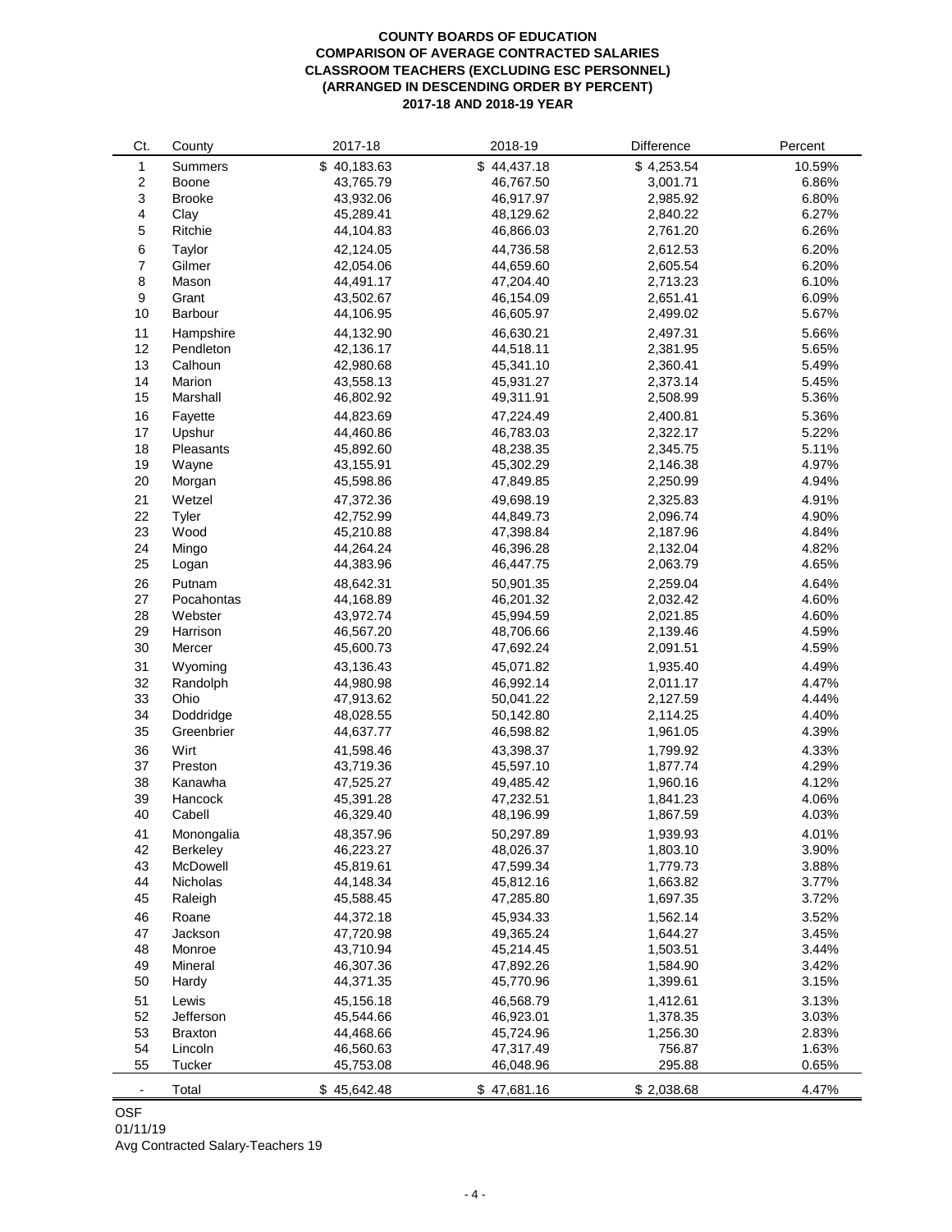**COUNTY BOARDS OF EDUCATION**
**COMPARISON OF AVERAGE CONTRACTED SALARIES**
**CLASSROOM TEACHERS (EXCLUDING ESC PERSONNEL)**
**(ARRANGED IN DESCENDING ORDER BY PERCENT)**
**2017-18 AND 2018-19 YEAR**

| Ct. | County | 2017-18 | 2018-19 | Difference | Percent |
|---|---|---|---|---|---|
| 1 | Summers | $ 40,183.63 | $ 44,437.18 | $ 4,253.54 | 10.59% |
| 2 | Boone | 43,765.79 | 46,767.50 | 3,001.71 | 6.86% |
| 3 | Brooke | 43,932.06 | 46,917.97 | 2,985.92 | 6.80% |
| 4 | Clay | 45,289.41 | 48,129.62 | 2,840.22 | 6.27% |
| 5 | Ritchie | 44,104.83 | 46,866.03 | 2,761.20 | 6.26% |
| 6 | Taylor | 42,124.05 | 44,736.58 | 2,612.53 | 6.20% |
| 7 | Gilmer | 42,054.06 | 44,659.60 | 2,605.54 | 6.20% |
| 8 | Mason | 44,491.17 | 47,204.40 | 2,713.23 | 6.10% |
| 9 | Grant | 43,502.67 | 46,154.09 | 2,651.41 | 6.09% |
| 10 | Barbour | 44,106.95 | 46,605.97 | 2,499.02 | 5.67% |
| 11 | Hampshire | 44,132.90 | 46,630.21 | 2,497.31 | 5.66% |
| 12 | Pendleton | 42,136.17 | 44,518.11 | 2,381.95 | 5.65% |
| 13 | Calhoun | 42,980.68 | 45,341.10 | 2,360.41 | 5.49% |
| 14 | Marion | 43,558.13 | 45,931.27 | 2,373.14 | 5.45% |
| 15 | Marshall | 46,802.92 | 49,311.91 | 2,508.99 | 5.36% |
| 16 | Fayette | 44,823.69 | 47,224.49 | 2,400.81 | 5.36% |
| 17 | Upshur | 44,460.86 | 46,783.03 | 2,322.17 | 5.22% |
| 18 | Pleasants | 45,892.60 | 48,238.35 | 2,345.75 | 5.11% |
| 19 | Wayne | 43,155.91 | 45,302.29 | 2,146.38 | 4.97% |
| 20 | Morgan | 45,598.86 | 47,849.85 | 2,250.99 | 4.94% |
| 21 | Wetzel | 47,372.36 | 49,698.19 | 2,325.83 | 4.91% |
| 22 | Tyler | 42,752.99 | 44,849.73 | 2,096.74 | 4.90% |
| 23 | Wood | 45,210.88 | 47,398.84 | 2,187.96 | 4.84% |
| 24 | Mingo | 44,264.24 | 46,396.28 | 2,132.04 | 4.82% |
| 25 | Logan | 44,383.96 | 46,447.75 | 2,063.79 | 4.65% |
| 26 | Putnam | 48,642.31 | 50,901.35 | 2,259.04 | 4.64% |
| 27 | Pocahontas | 44,168.89 | 46,201.32 | 2,032.42 | 4.60% |
| 28 | Webster | 43,972.74 | 45,994.59 | 2,021.85 | 4.60% |
| 29 | Harrison | 46,567.20 | 48,706.66 | 2,139.46 | 4.59% |
| 30 | Mercer | 45,600.73 | 47,692.24 | 2,091.51 | 4.59% |
| 31 | Wyoming | 43,136.43 | 45,071.82 | 1,935.40 | 4.49% |
| 32 | Randolph | 44,980.98 | 46,992.14 | 2,011.17 | 4.47% |
| 33 | Ohio | 47,913.62 | 50,041.22 | 2,127.59 | 4.44% |
| 34 | Doddridge | 48,028.55 | 50,142.80 | 2,114.25 | 4.40% |
| 35 | Greenbrier | 44,637.77 | 46,598.82 | 1,961.05 | 4.39% |
| 36 | Wirt | 41,598.46 | 43,398.37 | 1,799.92 | 4.33% |
| 37 | Preston | 43,719.36 | 45,597.10 | 1,877.74 | 4.29% |
| 38 | Kanawha | 47,525.27 | 49,485.42 | 1,960.16 | 4.12% |
| 39 | Hancock | 45,391.28 | 47,232.51 | 1,841.23 | 4.06% |
| 40 | Cabell | 46,329.40 | 48,196.99 | 1,867.59 | 4.03% |
| 41 | Monongalia | 48,357.96 | 50,297.89 | 1,939.93 | 4.01% |
| 42 | Berkeley | 46,223.27 | 48,026.37 | 1,803.10 | 3.90% |
| 43 | McDowell | 45,819.61 | 47,599.34 | 1,779.73 | 3.88% |
| 44 | Nicholas | 44,148.34 | 45,812.16 | 1,663.82 | 3.77% |
| 45 | Raleigh | 45,588.45 | 47,285.80 | 1,697.35 | 3.72% |
| 46 | Roane | 44,372.18 | 45,934.33 | 1,562.14 | 3.52% |
| 47 | Jackson | 47,720.98 | 49,365.24 | 1,644.27 | 3.45% |
| 48 | Monroe | 43,710.94 | 45,214.45 | 1,503.51 | 3.44% |
| 49 | Mineral | 46,307.36 | 47,892.26 | 1,584.90 | 3.42% |
| 50 | Hardy | 44,371.35 | 45,770.96 | 1,399.61 | 3.15% |
| 51 | Lewis | 45,156.18 | 46,568.79 | 1,412.61 | 3.13% |
| 52 | Jefferson | 45,544.66 | 46,923.01 | 1,378.35 | 3.03% |
| 53 | Braxton | 44,468.66 | 45,724.96 | 1,256.30 | 2.83% |
| 54 | Lincoln | 46,560.63 | 47,317.49 | 756.87 | 1.63% |
| 55 | Tucker | 45,753.08 | 46,048.96 | 295.88 | 0.65% |
| - | Total | $ 45,642.48 | $ 47,681.16 | $ 2,038.68 | 4.47% |

OSF
01/11/19
Avg Contracted Salary-Teachers 19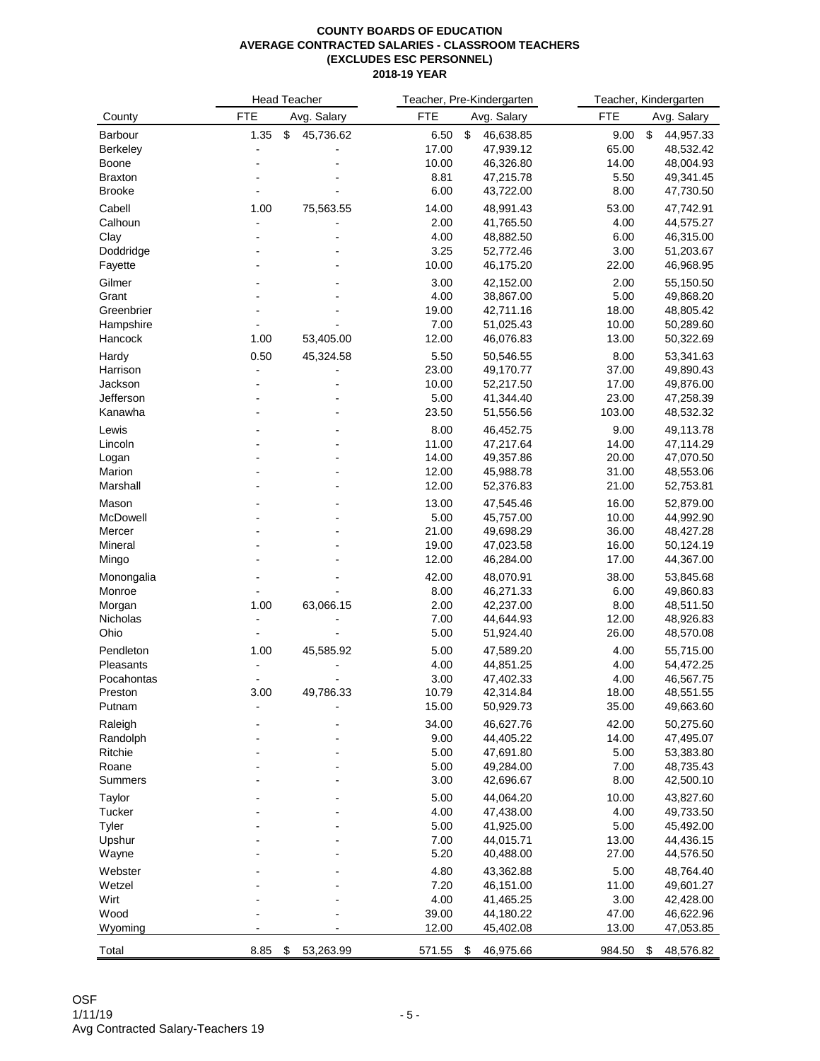**COUNTY BOARDS OF EDUCATION**
**AVERAGE CONTRACTED SALARIES - CLASSROOM TEACHERS**
**(EXCLUDES ESC PERSONNEL)**
**2018-19 YEAR**

| | Head Teacher | | Teacher, Pre-Kindergarten | | Teacher, Kindergarten | |
|---|---|---|---|---|---|---|
| County | FTE | Avg. Salary | FTE | Avg. Salary | FTE | Avg. Salary |
| Barbour | 1.35 | $ 45,736.62 | 6.50 | $ 46,638.85 | 9.00 | $ 44,957.33 |
| Berkeley | - | - | 17.00 | 47,939.12 | 65.00 | 48,532.42 |
| Boone | - | - | 10.00 | 46,326.80 | 14.00 | 48,004.93 |
| Braxton | - | - | 8.81 | 47,215.78 | 5.50 | 49,341.45 |
| Brooke | - | - | 6.00 | 43,722.00 | 8.00 | 47,730.50 |
| Cabell | 1.00 | 75,563.55 | 14.00 | 48,991.43 | 53.00 | 47,742.91 |
| Calhoun | - | - | 2.00 | 41,765.50 | 4.00 | 44,575.27 |
| Clay | - | - | 4.00 | 48,882.50 | 6.00 | 46,315.00 |
| Doddridge | - | - | 3.25 | 52,772.46 | 3.00 | 51,203.67 |
| Fayette | - | - | 10.00 | 46,175.20 | 22.00 | 46,968.95 |
| Gilmer | - | - | 3.00 | 42,152.00 | 2.00 | 55,150.50 |
| Grant | - | - | 4.00 | 38,867.00 | 5.00 | 49,868.20 |
| Greenbrier | - | - | 19.00 | 42,711.16 | 18.00 | 48,805.42 |
| Hampshire | - | - | 7.00 | 51,025.43 | 10.00 | 50,289.60 |
| Hancock | 1.00 | 53,405.00 | 12.00 | 46,076.83 | 13.00 | 50,322.69 |
| Hardy | 0.50 | 45,324.58 | 5.50 | 50,546.55 | 8.00 | 53,341.63 |
| Harrison | - | - | 23.00 | 49,170.77 | 37.00 | 49,890.43 |
| Jackson | - | - | 10.00 | 52,217.50 | 17.00 | 49,876.00 |
| Jefferson | - | - | 5.00 | 41,344.40 | 23.00 | 47,258.39 |
| Kanawha | - | - | 23.50 | 51,556.56 | 103.00 | 48,532.32 |
| Lewis | - | - | 8.00 | 46,452.75 | 9.00 | 49,113.78 |
| Lincoln | - | - | 11.00 | 47,217.64 | 14.00 | 47,114.29 |
| Logan | - | - | 14.00 | 49,357.86 | 20.00 | 47,070.50 |
| Marion | - | - | 12.00 | 45,988.78 | 31.00 | 48,553.06 |
| Marshall | - | - | 12.00 | 52,376.83 | 21.00 | 52,753.81 |
| Mason | - | - | 13.00 | 47,545.46 | 16.00 | 52,879.00 |
| McDowell | - | - | 5.00 | 45,757.00 | 10.00 | 44,992.90 |
| Mercer | - | - | 21.00 | 49,698.29 | 36.00 | 48,427.28 |
| Mineral | - | - | 19.00 | 47,023.58 | 16.00 | 50,124.19 |
| Mingo | - | - | 12.00 | 46,284.00 | 17.00 | 44,367.00 |
| Monongalia | - | - | 42.00 | 48,070.91 | 38.00 | 53,845.68 |
| Monroe | - | - | 8.00 | 46,271.33 | 6.00 | 49,860.83 |
| Morgan | 1.00 | 63,066.15 | 2.00 | 42,237.00 | 8.00 | 48,511.50 |
| Nicholas | - | - | 7.00 | 44,644.93 | 12.00 | 48,926.83 |
| Ohio | - | - | 5.00 | 51,924.40 | 26.00 | 48,570.08 |
| Pendleton | 1.00 | 45,585.92 | 5.00 | 47,589.20 | 4.00 | 55,715.00 |
| Pleasants | - | - | 4.00 | 44,851.25 | 4.00 | 54,472.25 |
| Pocahontas | - | - | 3.00 | 47,402.33 | 4.00 | 46,567.75 |
| Preston | 3.00 | 49,786.33 | 10.79 | 42,314.84 | 18.00 | 48,551.55 |
| Putnam | - | - | 15.00 | 50,929.73 | 35.00 | 49,663.60 |
| Raleigh | - | - | 34.00 | 46,627.76 | 42.00 | 50,275.60 |
| Randolph | - | - | 9.00 | 44,405.22 | 14.00 | 47,495.07 |
| Ritchie | - | - | 5.00 | 47,691.80 | 5.00 | 53,383.80 |
| Roane | - | - | 5.00 | 49,284.00 | 7.00 | 48,735.43 |
| Summers | - | - | 3.00 | 42,696.67 | 8.00 | 42,500.10 |
| Taylor | - | - | 5.00 | 44,064.20 | 10.00 | 43,827.60 |
| Tucker | - | - | 4.00 | 47,438.00 | 4.00 | 49,733.50 |
| Tyler | - | - | 5.00 | 41,925.00 | 5.00 | 45,492.00 |
| Upshur | - | - | 7.00 | 44,015.71 | 13.00 | 44,436.15 |
| Wayne | - | - | 5.20 | 40,488.00 | 27.00 | 44,576.50 |
| Webster | - | - | 4.80 | 43,362.88 | 5.00 | 48,764.40 |
| Wetzel | - | - | 7.20 | 46,151.00 | 11.00 | 49,601.27 |
| Wirt | - | - | 4.00 | 41,465.25 | 3.00 | 42,428.00 |
| Wood | - | - | 39.00 | 44,180.22 | 47.00 | 46,622.96 |
| Wyoming | - | - | 12.00 | 45,402.08 | 13.00 | 47,053.85 |
| Total | 8.85 | $ 53,263.99 | 571.55 | $ 46,975.66 | 984.50 | $ 48,576.82 |

OSF
1/11/19
Avg Contracted Salary-Teachers 19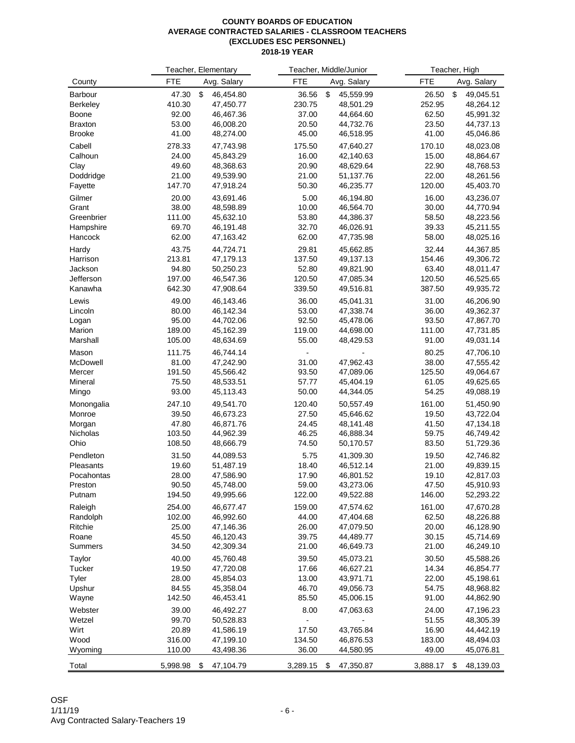**COUNTY BOARDS OF EDUCATION**
**AVERAGE CONTRACTED SALARIES - CLASSROOM TEACHERS**
**(EXCLUDES ESC PERSONNEL)**
**2018-19 YEAR**

| | Teacher, Elementary | | Teacher, Middle/Junior | | Teacher, High | |
|---|---|---|---|---|---|---|
| County | FTE | Avg. Salary | FTE | Avg. Salary | FTE | Avg. Salary |
| Barbour | 47.30 | $ 46,454.80 | 36.56 | $ 45,559.99 | 26.50 | $ 49,045.51 |
| Berkeley | 410.30 | 47,450.77 | 230.75 | 48,501.29 | 252.95 | 48,264.12 |
| Boone | 92.00 | 46,467.36 | 37.00 | 44,664.60 | 62.50 | 45,991.32 |
| Braxton | 53.00 | 46,008.20 | 20.50 | 44,732.76 | 23.50 | 44,737.13 |
| Brooke | 41.00 | 48,274.00 | 45.00 | 46,518.95 | 41.00 | 45,046.86 |
| Cabell | 278.33 | 47,743.98 | 175.50 | 47,640.27 | 170.10 | 48,023.08 |
| Calhoun | 24.00 | 45,843.29 | 16.00 | 42,140.63 | 15.00 | 48,864.67 |
| Clay | 49.60 | 48,368.63 | 20.90 | 48,629.64 | 22.90 | 48,768.53 |
| Doddridge | 21.00 | 49,539.90 | 21.00 | 51,137.76 | 22.00 | 48,261.56 |
| Fayette | 147.70 | 47,918.24 | 50.30 | 46,235.77 | 120.00 | 45,403.70 |
| Gilmer | 20.00 | 43,691.46 | 5.00 | 46,194.80 | 16.00 | 43,236.07 |
| Grant | 38.00 | 48,598.89 | 10.00 | 46,564.70 | 30.00 | 44,770.94 |
| Greenbrier | 111.00 | 45,632.10 | 53.80 | 44,386.37 | 58.50 | 48,223.56 |
| Hampshire | 69.70 | 46,191.48 | 32.70 | 46,026.91 | 39.33 | 45,211.55 |
| Hancock | 62.00 | 47,163.42 | 62.00 | 47,735.98 | 58.00 | 48,025.16 |
| Hardy | 43.75 | 44,724.71 | 29.81 | 45,662.85 | 32.44 | 44,367.85 |
| Harrison | 213.81 | 47,179.13 | 137.50 | 49,137.13 | 154.46 | 49,306.72 |
| Jackson | 94.80 | 50,250.23 | 52.80 | 49,821.90 | 63.40 | 48,011.47 |
| Jefferson | 197.00 | 46,547.36 | 120.50 | 47,085.34 | 120.50 | 46,525.65 |
| Kanawha | 642.30 | 47,908.64 | 339.50 | 49,516.81 | 387.50 | 49,935.72 |
| Lewis | 49.00 | 46,143.46 | 36.00 | 45,041.31 | 31.00 | 46,206.90 |
| Lincoln | 80.00 | 46,142.34 | 53.00 | 47,338.74 | 36.00 | 49,362.37 |
| Logan | 95.00 | 44,702.06 | 92.50 | 45,478.06 | 93.50 | 47,867.70 |
| Marion | 189.00 | 45,162.39 | 119.00 | 44,698.00 | 111.00 | 47,731.85 |
| Marshall | 105.00 | 48,634.69 | 55.00 | 48,429.53 | 91.00 | 49,031.14 |
| Mason | 111.75 | 46,744.14 | - | - | 80.25 | 47,706.10 |
| McDowell | 81.00 | 47,242.90 | 31.00 | 47,962.43 | 38.00 | 47,555.42 |
| Mercer | 191.50 | 45,566.42 | 93.50 | 47,089.06 | 125.50 | 49,064.67 |
| Mineral | 75.50 | 48,533.51 | 57.77 | 45,404.19 | 61.05 | 49,625.65 |
| Mingo | 93.00 | 45,113.43 | 50.00 | 44,344.05 | 54.25 | 49,088.19 |
| Monongalia | 247.10 | 49,541.70 | 120.40 | 50,557.49 | 161.00 | 51,450.90 |
| Monroe | 39.50 | 46,673.23 | 27.50 | 45,646.62 | 19.50 | 43,722.04 |
| Morgan | 47.80 | 46,871.76 | 24.45 | 48,141.48 | 41.50 | 47,134.18 |
| Nicholas | 103.50 | 44,962.39 | 46.25 | 46,888.34 | 59.75 | 46,749.42 |
| Ohio | 108.50 | 48,666.79 | 74.50 | 50,170.57 | 83.50 | 51,729.36 |
| Pendleton | 31.50 | 44,089.53 | 5.75 | 41,309.30 | 19.50 | 42,746.82 |
| Pleasants | 19.60 | 51,487.19 | 18.40 | 46,512.14 | 21.00 | 49,839.15 |
| Pocahontas | 28.00 | 47,586.90 | 17.90 | 46,801.52 | 19.10 | 42,817.03 |
| Preston | 90.50 | 45,748.00 | 59.00 | 43,273.06 | 47.50 | 45,910.93 |
| Putnam | 194.50 | 49,995.66 | 122.00 | 49,522.88 | 146.00 | 52,293.22 |
| Raleigh | 254.00 | 46,677.47 | 159.00 | 47,574.62 | 161.00 | 47,670.28 |
| Randolph | 102.00 | 46,992.60 | 44.00 | 47,404.68 | 62.50 | 48,226.88 |
| Ritchie | 25.00 | 47,146.36 | 26.00 | 47,079.50 | 20.00 | 46,128.90 |
| Roane | 45.50 | 46,120.43 | 39.75 | 44,489.77 | 30.15 | 45,714.69 |
| Summers | 34.50 | 42,309.34 | 21.00 | 46,649.73 | 21.00 | 46,249.10 |
| Taylor | 40.00 | 45,760.48 | 39.50 | 45,073.21 | 30.50 | 45,588.26 |
| Tucker | 19.50 | 47,720.08 | 17.66 | 46,627.21 | 14.34 | 46,854.77 |
| Tyler | 28.00 | 45,854.03 | 13.00 | 43,971.71 | 22.00 | 45,198.61 |
| Upshur | 84.55 | 45,358.04 | 46.70 | 49,056.73 | 54.75 | 48,968.82 |
| Wayne | 142.50 | 46,453.41 | 85.50 | 45,006.15 | 91.00 | 44,862.90 |
| Webster | 39.00 | 46,492.27 | 8.00 | 47,063.63 | 24.00 | 47,196.23 |
| Wetzel | 99.70 | 50,528.83 | - | - | 51.55 | 48,305.39 |
| Wirt | 20.89 | 41,586.19 | 17.50 | 43,765.84 | 16.90 | 44,442.19 |
| Wood | 316.00 | 47,199.10 | 134.50 | 46,876.53 | 183.00 | 48,494.03 |
| Wyoming | 110.00 | 43,498.36 | 36.00 | 44,580.95 | 49.00 | 45,076.81 |
| Total | 5,998.98 | $ 47,104.79 | 3,289.15 | $ 47,350.87 | 3,888.17 | $ 48,139.03 |

OSF
1/11/19
Avg Contracted Salary-Teachers 19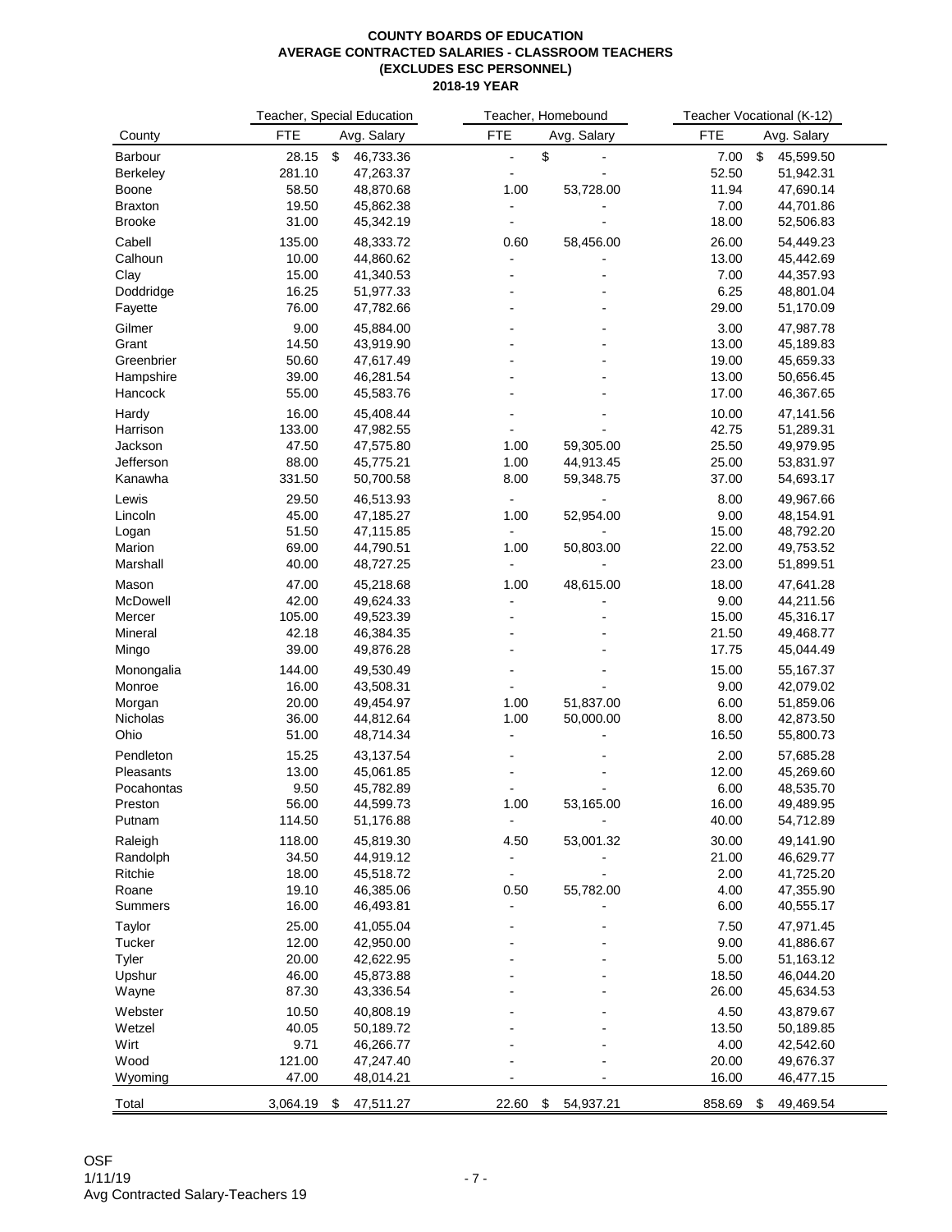**COUNTY BOARDS OF EDUCATION**
**AVERAGE CONTRACTED SALARIES - CLASSROOM TEACHERS**
**(EXCLUDES ESC PERSONNEL)**
**2018-19 YEAR**

| | Teacher, Special Education | | Teacher, Homebound | | Teacher Vocational (K-12) | |
|---|---|---|---|---|---|---|
| County | FTE | Avg. Salary | FTE | Avg. Salary | FTE | Avg. Salary |
| Barbour | 28.15 | $ 46,733.36 | - | $ - | 7.00 | $ 45,599.50 |
| Berkeley | 281.10 | 47,263.37 | - | - | 52.50 | 51,942.31 |
| Boone | 58.50 | 48,870.68 | 1.00 | 53,728.00 | 11.94 | 47,690.14 |
| Braxton | 19.50 | 45,862.38 | - | - | 7.00 | 44,701.86 |
| Brooke | 31.00 | 45,342.19 | - | - | 18.00 | 52,506.83 |
| Cabell | 135.00 | 48,333.72 | 0.60 | 58,456.00 | 26.00 | 54,449.23 |
| Calhoun | 10.00 | 44,860.62 | - | - | 13.00 | 45,442.69 |
| Clay | 15.00 | 41,340.53 | - | - | 7.00 | 44,357.93 |
| Doddridge | 16.25 | 51,977.33 | - | - | 6.25 | 48,801.04 |
| Fayette | 76.00 | 47,782.66 | - | - | 29.00 | 51,170.09 |
| Gilmer | 9.00 | 45,884.00 | - | - | 3.00 | 47,987.78 |
| Grant | 14.50 | 43,919.90 | - | - | 13.00 | 45,189.83 |
| Greenbrier | 50.60 | 47,617.49 | - | - | 19.00 | 45,659.33 |
| Hampshire | 39.00 | 46,281.54 | - | - | 13.00 | 50,656.45 |
| Hancock | 55.00 | 45,583.76 | - | - | 17.00 | 46,367.65 |
| Hardy | 16.00 | 45,408.44 | - | - | 10.00 | 47,141.56 |
| Harrison | 133.00 | 47,982.55 | - | - | 42.75 | 51,289.31 |
| Jackson | 47.50 | 47,575.80 | 1.00 | 59,305.00 | 25.50 | 49,979.95 |
| Jefferson | 88.00 | 45,775.21 | 1.00 | 44,913.45 | 25.00 | 53,831.97 |
| Kanawha | 331.50 | 50,700.58 | 8.00 | 59,348.75 | 37.00 | 54,693.17 |
| Lewis | 29.50 | 46,513.93 | - | - | 8.00 | 49,967.66 |
| Lincoln | 45.00 | 47,185.27 | 1.00 | 52,954.00 | 9.00 | 48,154.91 |
| Logan | 51.50 | 47,115.85 | - | - | 15.00 | 48,792.20 |
| Marion | 69.00 | 44,790.51 | 1.00 | 50,803.00 | 22.00 | 49,753.52 |
| Marshall | 40.00 | 48,727.25 | - | - | 23.00 | 51,899.51 |
| Mason | 47.00 | 45,218.68 | 1.00 | 48,615.00 | 18.00 | 47,641.28 |
| McDowell | 42.00 | 49,624.33 | - | - | 9.00 | 44,211.56 |
| Mercer | 105.00 | 49,523.39 | - | - | 15.00 | 45,316.17 |
| Mineral | 42.18 | 46,384.35 | - | - | 21.50 | 49,468.77 |
| Mingo | 39.00 | 49,876.28 | - | - | 17.75 | 45,044.49 |
| Monongalia | 144.00 | 49,530.49 | - | - | 15.00 | 55,167.37 |
| Monroe | 16.00 | 43,508.31 | - | - | 9.00 | 42,079.02 |
| Morgan | 20.00 | 49,454.97 | 1.00 | 51,837.00 | 6.00 | 51,859.06 |
| Nicholas | 36.00 | 44,812.64 | 1.00 | 50,000.00 | 8.00 | 42,873.50 |
| Ohio | 51.00 | 48,714.34 | - | - | 16.50 | 55,800.73 |
| Pendleton | 15.25 | 43,137.54 | - | - | 2.00 | 57,685.28 |
| Pleasants | 13.00 | 45,061.85 | - | - | 12.00 | 45,269.60 |
| Pocahontas | 9.50 | 45,782.89 | - | - | 6.00 | 48,535.70 |
| Preston | 56.00 | 44,599.73 | 1.00 | 53,165.00 | 16.00 | 49,489.95 |
| Putnam | 114.50 | 51,176.88 | - | - | 40.00 | 54,712.89 |
| Raleigh | 118.00 | 45,819.30 | 4.50 | 53,001.32 | 30.00 | 49,141.90 |
| Randolph | 34.50 | 44,919.12 | - | - | 21.00 | 46,629.77 |
| Ritchie | 18.00 | 45,518.72 | - | - | 2.00 | 41,725.20 |
| Roane | 19.10 | 46,385.06 | 0.50 | 55,782.00 | 4.00 | 47,355.90 |
| Summers | 16.00 | 46,493.81 | - | - | 6.00 | 40,555.17 |
| Taylor | 25.00 | 41,055.04 | - | - | 7.50 | 47,971.45 |
| Tucker | 12.00 | 42,950.00 | - | - | 9.00 | 41,886.67 |
| Tyler | 20.00 | 42,622.95 | - | - | 5.00 | 51,163.12 |
| Upshur | 46.00 | 45,873.88 | - | - | 18.50 | 46,044.20 |
| Wayne | 87.30 | 43,336.54 | - | - | 26.00 | 45,634.53 |
| Webster | 10.50 | 40,808.19 | - | - | 4.50 | 43,879.67 |
| Wetzel | 40.05 | 50,189.72 | - | - | 13.50 | 50,189.85 |
| Wirt | 9.71 | 46,266.77 | - | - | 4.00 | 42,542.60 |
| Wood | 121.00 | 47,247.40 | - | - | 20.00 | 49,676.37 |
| Wyoming | 47.00 | 48,014.21 | - | - | 16.00 | 46,477.15 |
| Total | 3,064.19 | $ 47,511.27 | 22.60 | $ 54,937.21 | 858.69 | $ 49,469.54 |

OSF
1/11/19
Avg Contracted Salary-Teachers 19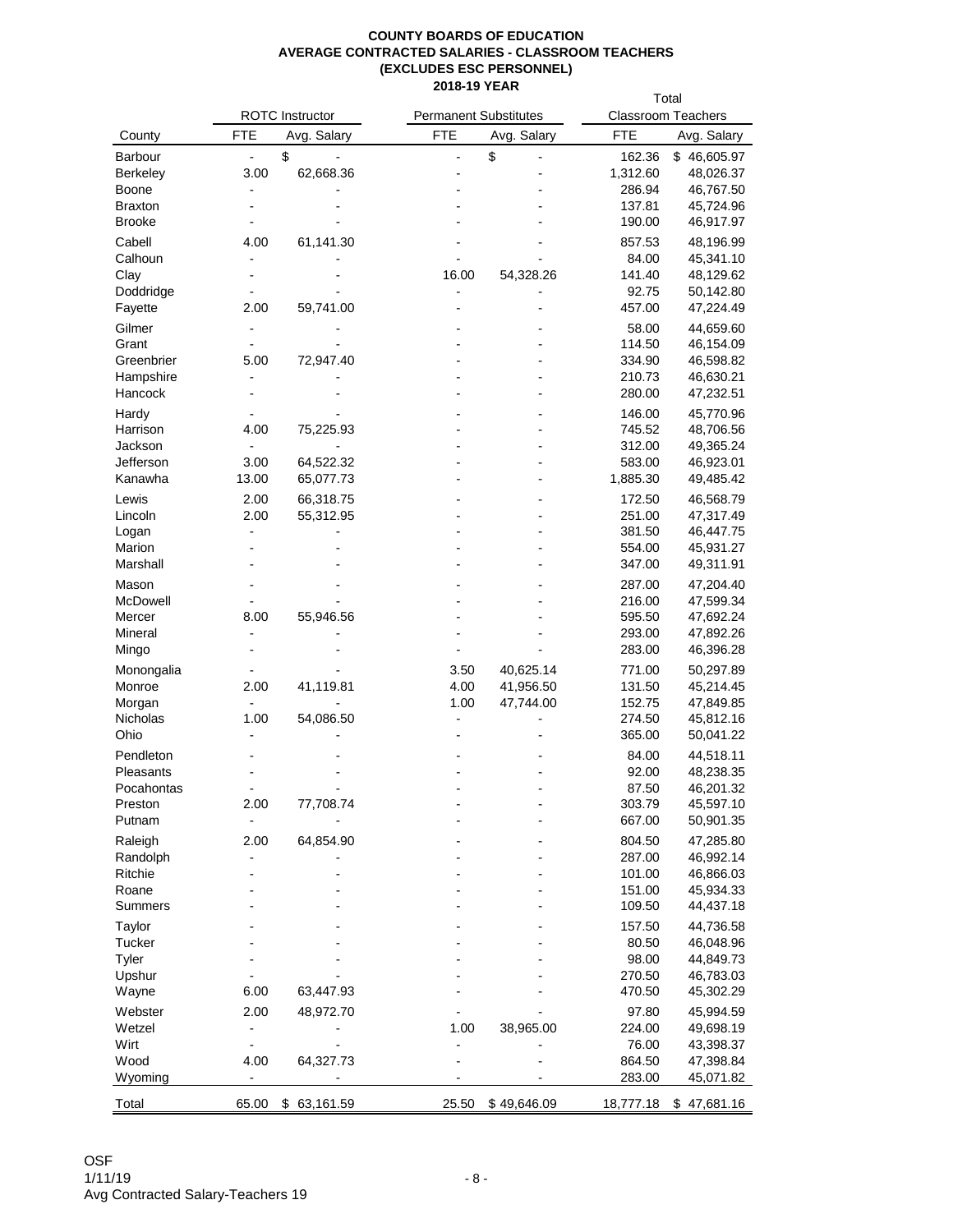**COUNTY BOARDS OF EDUCATION**
**AVERAGE CONTRACTED SALARIES - CLASSROOM TEACHERS**
**(EXCLUDES ESC PERSONNEL)**
**2018-19 YEAR**

| | ROTC Instructor | | Permanent Substitutes | | Total Classroom Teachers | |
|---|---|---|---|---|---|---|
| County | FTE | Avg. Salary | FTE | Avg. Salary | FTE | Avg. Salary |
| Barbour | - | $ - | - | $ - | 162.36 | $ 46,605.97 |
| Berkeley | 3.00 | 62,668.36 | - | - | 1,312.60 | 48,026.37 |
| Boone | - | - | - | - | 286.94 | 46,767.50 |
| Braxton | - | - | - | - | 137.81 | 45,724.96 |
| Brooke | - | - | - | - | 190.00 | 46,917.97 |
| Cabell | 4.00 | 61,141.30 | - | - | 857.53 | 48,196.99 |
| Calhoun | - | - | - | - | 84.00 | 45,341.10 |
| Clay | - | - | 16.00 | 54,328.26 | 141.40 | 48,129.62 |
| Doddridge | - | - | - | - | 92.75 | 50,142.80 |
| Fayette | 2.00 | 59,741.00 | - | - | 457.00 | 47,224.49 |
| Gilmer | - | - | - | - | 58.00 | 44,659.60 |
| Grant | - | - | - | - | 114.50 | 46,154.09 |
| Greenbrier | 5.00 | 72,947.40 | - | - | 334.90 | 46,598.82 |
| Hampshire | - | - | - | - | 210.73 | 46,630.21 |
| Hancock | - | - | - | - | 280.00 | 47,232.51 |
| Hardy | - | - | - | - | 146.00 | 45,770.96 |
| Harrison | 4.00 | 75,225.93 | - | - | 745.52 | 48,706.56 |
| Jackson | - | - | - | - | 312.00 | 49,365.24 |
| Jefferson | 3.00 | 64,522.32 | - | - | 583.00 | 46,923.01 |
| Kanawha | 13.00 | 65,077.73 | - | - | 1,885.30 | 49,485.42 |
| Lewis | 2.00 | 66,318.75 | - | - | 172.50 | 46,568.79 |
| Lincoln | 2.00 | 55,312.95 | - | - | 251.00 | 47,317.49 |
| Logan | - | - | - | - | 381.50 | 46,447.75 |
| Marion | - | - | - | - | 554.00 | 45,931.27 |
| Marshall | - | - | - | - | 347.00 | 49,311.91 |
| Mason | - | - | - | - | 287.00 | 47,204.40 |
| McDowell | - | - | - | - | 216.00 | 47,599.34 |
| Mercer | 8.00 | 55,946.56 | - | - | 595.50 | 47,692.24 |
| Mineral | - | - | - | - | 293.00 | 47,892.26 |
| Mingo | - | - | - | - | 283.00 | 46,396.28 |
| Monongalia | - | - | 3.50 | 40,625.14 | 771.00 | 50,297.89 |
| Monroe | 2.00 | 41,119.81 | 4.00 | 41,956.50 | 131.50 | 45,214.45 |
| Morgan | - | - | 1.00 | 47,744.00 | 152.75 | 47,849.85 |
| Nicholas | 1.00 | 54,086.50 | - | - | 274.50 | 45,812.16 |
| Ohio | - | - | - | - | 365.00 | 50,041.22 |
| Pendleton | - | - | - | - | 84.00 | 44,518.11 |
| Pleasants | - | - | - | - | 92.00 | 48,238.35 |
| Pocahontas | - | - | - | - | 87.50 | 46,201.32 |
| Preston | 2.00 | 77,708.74 | - | - | 303.79 | 45,597.10 |
| Putnam | - | - | - | - | 667.00 | 50,901.35 |
| Raleigh | 2.00 | 64,854.90 | - | - | 804.50 | 47,285.80 |
| Randolph | - | - | - | - | 287.00 | 46,992.14 |
| Ritchie | - | - | - | - | 101.00 | 46,866.03 |
| Roane | - | - | - | - | 151.00 | 45,934.33 |
| Summers | - | - | - | - | 109.50 | 44,437.18 |
| Taylor | - | - | - | - | 157.50 | 44,736.58 |
| Tucker | - | - | - | - | 80.50 | 46,048.96 |
| Tyler | - | - | - | - | 98.00 | 44,849.73 |
| Upshur | - | - | - | - | 270.50 | 46,783.03 |
| Wayne | 6.00 | 63,447.93 | - | - | 470.50 | 45,302.29 |
| Webster | 2.00 | 48,972.70 | - | - | 97.80 | 45,994.59 |
| Wetzel | - | - | 1.00 | 38,965.00 | 224.00 | 49,698.19 |
| Wirt | - | - | - | - | 76.00 | 43,398.37 |
| Wood | 4.00 | 64,327.73 | - | - | 864.50 | 47,398.84 |
| Wyoming | - | - | - | - | 283.00 | 45,071.82 |
| Total | 65.00 | $ 63,161.59 | 25.50 | $ 49,646.09 | 18,777.18 | $ 47,681.16 |

OSF
1/11/19
Avg Contracted Salary-Teachers 19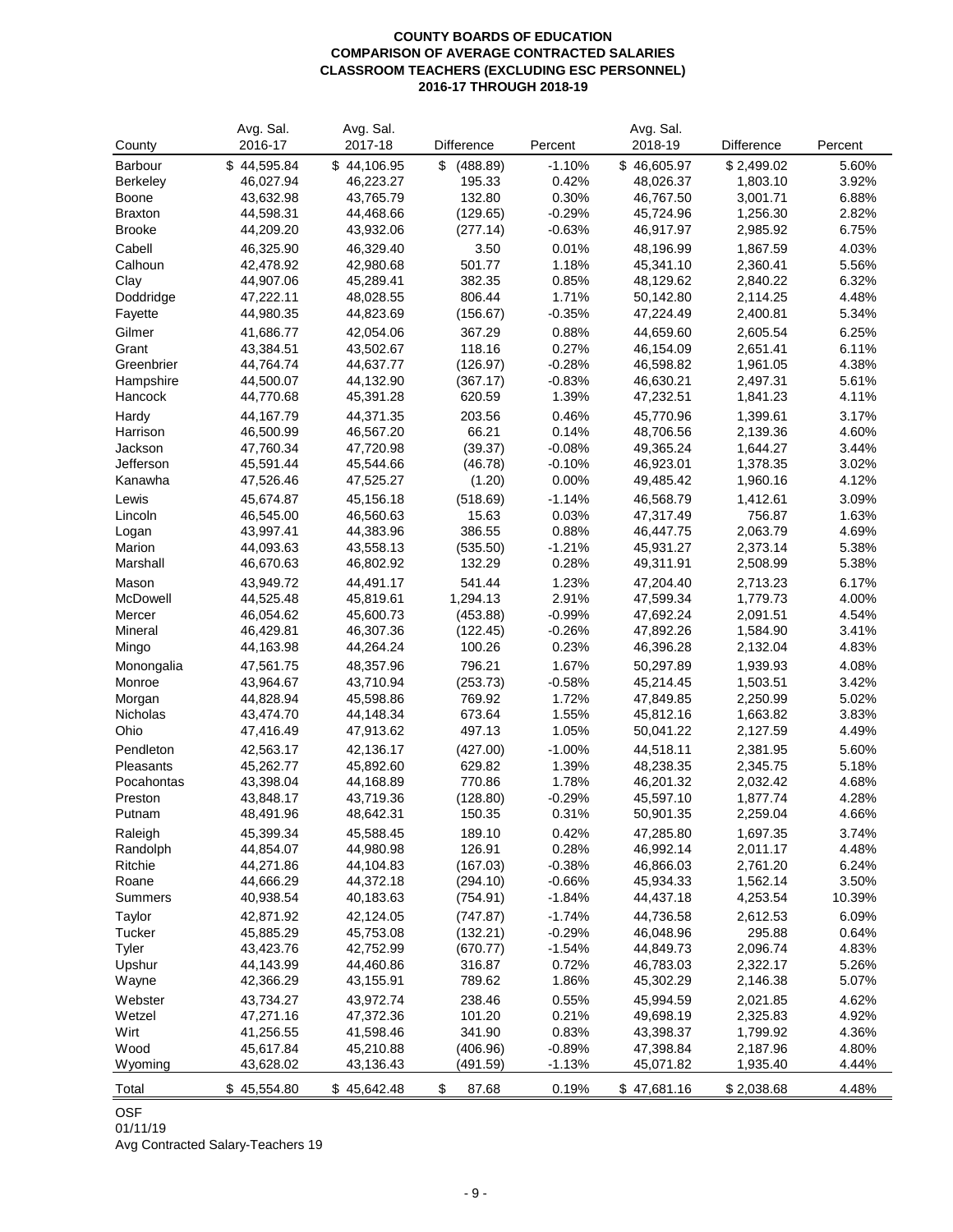**COUNTY BOARDS OF EDUCATION**
**COMPARISON OF AVERAGE CONTRACTED SALARIES**
**CLASSROOM TEACHERS (EXCLUDING ESC PERSONNEL)**
**2016-17 THROUGH 2018-19**

| County | Avg. Sal. 2016-17 | Avg. Sal. 2017-18 | Difference | Percent | Avg. Sal. 2018-19 | Difference | Percent |
|---|---|---|---|---|---|---|---|
| Barbour | $ 44,595.84 | $ 44,106.95 | $ (488.89) | -1.10% | $ 46,605.97 | $ 2,499.02 | 5.60% |
| Berkeley | 46,027.94 | 46,223.27 | 195.33 | 0.42% | 48,026.37 | 1,803.10 | 3.92% |
| Boone | 43,632.98 | 43,765.79 | 132.80 | 0.30% | 46,767.50 | 3,001.71 | 6.88% |
| Braxton | 44,598.31 | 44,468.66 | (129.65) | -0.29% | 45,724.96 | 1,256.30 | 2.82% |
| Brooke | 44,209.20 | 43,932.06 | (277.14) | -0.63% | 46,917.97 | 2,985.92 | 6.75% |
| Cabell | 46,325.90 | 46,329.40 | 3.50 | 0.01% | 48,196.99 | 1,867.59 | 4.03% |
| Calhoun | 42,478.92 | 42,980.68 | 501.77 | 1.18% | 45,341.10 | 2,360.41 | 5.56% |
| Clay | 44,907.06 | 45,289.41 | 382.35 | 0.85% | 48,129.62 | 2,840.22 | 6.32% |
| Doddridge | 47,222.11 | 48,028.55 | 806.44 | 1.71% | 50,142.80 | 2,114.25 | 4.48% |
| Fayette | 44,980.35 | 44,823.69 | (156.67) | -0.35% | 47,224.49 | 2,400.81 | 5.34% |
| Gilmer | 41,686.77 | 42,054.06 | 367.29 | 0.88% | 44,659.60 | 2,605.54 | 6.25% |
| Grant | 43,384.51 | 43,502.67 | 118.16 | 0.27% | 46,154.09 | 2,651.41 | 6.11% |
| Greenbrier | 44,764.74 | 44,637.77 | (126.97) | -0.28% | 46,598.82 | 1,961.05 | 4.38% |
| Hampshire | 44,500.07 | 44,132.90 | (367.17) | -0.83% | 46,630.21 | 2,497.31 | 5.61% |
| Hancock | 44,770.68 | 45,391.28 | 620.59 | 1.39% | 47,232.51 | 1,841.23 | 4.11% |
| Hardy | 44,167.79 | 44,371.35 | 203.56 | 0.46% | 45,770.96 | 1,399.61 | 3.17% |
| Harrison | 46,500.99 | 46,567.20 | 66.21 | 0.14% | 48,706.56 | 2,139.36 | 4.60% |
| Jackson | 47,760.34 | 47,720.98 | (39.37) | -0.08% | 49,365.24 | 1,644.27 | 3.44% |
| Jefferson | 45,591.44 | 45,544.66 | (46.78) | -0.10% | 46,923.01 | 1,378.35 | 3.02% |
| Kanawha | 47,526.46 | 47,525.27 | (1.20) | 0.00% | 49,485.42 | 1,960.16 | 4.12% |
| Lewis | 45,674.87 | 45,156.18 | (518.69) | -1.14% | 46,568.79 | 1,412.61 | 3.09% |
| Lincoln | 46,545.00 | 46,560.63 | 15.63 | 0.03% | 47,317.49 | 756.87 | 1.63% |
| Logan | 43,997.41 | 44,383.96 | 386.55 | 0.88% | 46,447.75 | 2,063.79 | 4.69% |
| Marion | 44,093.63 | 43,558.13 | (535.50) | -1.21% | 45,931.27 | 2,373.14 | 5.38% |
| Marshall | 46,670.63 | 46,802.92 | 132.29 | 0.28% | 49,311.91 | 2,508.99 | 5.38% |
| Mason | 43,949.72 | 44,491.17 | 541.44 | 1.23% | 47,204.40 | 2,713.23 | 6.17% |
| McDowell | 44,525.48 | 45,819.61 | 1,294.13 | 2.91% | 47,599.34 | 1,779.73 | 4.00% |
| Mercer | 46,054.62 | 45,600.73 | (453.88) | -0.99% | 47,692.24 | 2,091.51 | 4.54% |
| Mineral | 46,429.81 | 46,307.36 | (122.45) | -0.26% | 47,892.26 | 1,584.90 | 3.41% |
| Mingo | 44,163.98 | 44,264.24 | 100.26 | 0.23% | 46,396.28 | 2,132.04 | 4.83% |
| Monongalia | 47,561.75 | 48,357.96 | 796.21 | 1.67% | 50,297.89 | 1,939.93 | 4.08% |
| Monroe | 43,964.67 | 43,710.94 | (253.73) | -0.58% | 45,214.45 | 1,503.51 | 3.42% |
| Morgan | 44,828.94 | 45,598.86 | 769.92 | 1.72% | 47,849.85 | 2,250.99 | 5.02% |
| Nicholas | 43,474.70 | 44,148.34 | 673.64 | 1.55% | 45,812.16 | 1,663.82 | 3.83% |
| Ohio | 47,416.49 | 47,913.62 | 497.13 | 1.05% | 50,041.22 | 2,127.59 | 4.49% |
| Pendleton | 42,563.17 | 42,136.17 | (427.00) | -1.00% | 44,518.11 | 2,381.95 | 5.60% |
| Pleasants | 45,262.77 | 45,892.60 | 629.82 | 1.39% | 48,238.35 | 2,345.75 | 5.18% |
| Pocahontas | 43,398.04 | 44,168.89 | 770.86 | 1.78% | 46,201.32 | 2,032.42 | 4.68% |
| Preston | 43,848.17 | 43,719.36 | (128.80) | -0.29% | 45,597.10 | 1,877.74 | 4.28% |
| Putnam | 48,491.96 | 48,642.31 | 150.35 | 0.31% | 50,901.35 | 2,259.04 | 4.66% |
| Raleigh | 45,399.34 | 45,588.45 | 189.10 | 0.42% | 47,285.80 | 1,697.35 | 3.74% |
| Randolph | 44,854.07 | 44,980.98 | 126.91 | 0.28% | 46,992.14 | 2,011.17 | 4.48% |
| Ritchie | 44,271.86 | 44,104.83 | (167.03) | -0.38% | 46,866.03 | 2,761.20 | 6.24% |
| Roane | 44,666.29 | 44,372.18 | (294.10) | -0.66% | 45,934.33 | 1,562.14 | 3.50% |
| Summers | 40,938.54 | 40,183.63 | (754.91) | -1.84% | 44,437.18 | 4,253.54 | 10.39% |
| Taylor | 42,871.92 | 42,124.05 | (747.87) | -1.74% | 44,736.58 | 2,612.53 | 6.09% |
| Tucker | 45,885.29 | 45,753.08 | (132.21) | -0.29% | 46,048.96 | 295.88 | 0.64% |
| Tyler | 43,423.76 | 42,752.99 | (670.77) | -1.54% | 44,849.73 | 2,096.74 | 4.83% |
| Upshur | 44,143.99 | 44,460.86 | 316.87 | 0.72% | 46,783.03 | 2,322.17 | 5.26% |
| Wayne | 42,366.29 | 43,155.91 | 789.62 | 1.86% | 45,302.29 | 2,146.38 | 5.07% |
| Webster | 43,734.27 | 43,972.74 | 238.46 | 0.55% | 45,994.59 | 2,021.85 | 4.62% |
| Wetzel | 47,271.16 | 47,372.36 | 101.20 | 0.21% | 49,698.19 | 2,325.83 | 4.92% |
| Wirt | 41,256.55 | 41,598.46 | 341.90 | 0.83% | 43,398.37 | 1,799.92 | 4.36% |
| Wood | 45,617.84 | 45,210.88 | (406.96) | -0.89% | 47,398.84 | 2,187.96 | 4.80% |
| Wyoming | 43,628.02 | 43,136.43 | (491.59) | -1.13% | 45,071.82 | 1,935.40 | 4.44% |
| Total | $ 45,554.80 | $ 45,642.48 | $ 87.68 | 0.19% | $ 47,681.16 | $ 2,038.68 | 4.48% |

OSF
01/11/19
Avg Contracted Salary-Teachers 19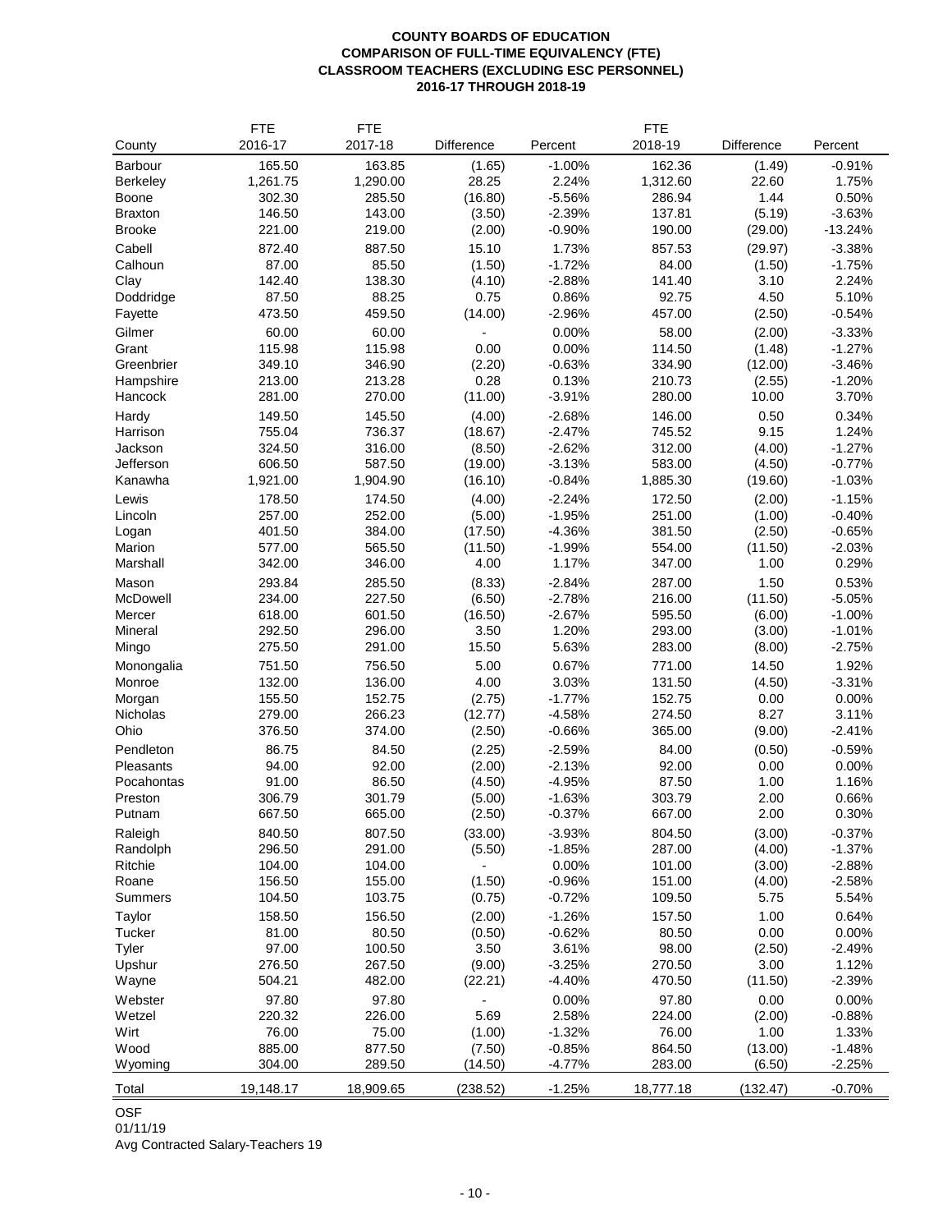**COUNTY BOARDS OF EDUCATION**
**COMPARISON OF FULL-TIME EQUIVALENCY (FTE)**
**CLASSROOM TEACHERS (EXCLUDING ESC PERSONNEL)**
**2016-17 THROUGH 2018-19**

| County | FTE 2016-17 | FTE 2017-18 | Difference | Percent | FTE 2018-19 | Difference | Percent |
|---|---|---|---|---|---|---|---|
| Barbour | 165.50 | 163.85 | (1.65) | -1.00% | 162.36 | (1.49) | -0.91% |
| Berkeley | 1,261.75 | 1,290.00 | 28.25 | 2.24% | 1,312.60 | 22.60 | 1.75% |
| Boone | 302.30 | 285.50 | (16.80) | -5.56% | 286.94 | 1.44 | 0.50% |
| Braxton | 146.50 | 143.00 | (3.50) | -2.39% | 137.81 | (5.19) | -3.63% |
| Brooke | 221.00 | 219.00 | (2.00) | -0.90% | 190.00 | (29.00) | -13.24% |
| Cabell | 872.40 | 887.50 | 15.10 | 1.73% | 857.53 | (29.97) | -3.38% |
| Calhoun | 87.00 | 85.50 | (1.50) | -1.72% | 84.00 | (1.50) | -1.75% |
| Clay | 142.40 | 138.30 | (4.10) | -2.88% | 141.40 | 3.10 | 2.24% |
| Doddridge | 87.50 | 88.25 | 0.75 | 0.86% | 92.75 | 4.50 | 5.10% |
| Fayette | 473.50 | 459.50 | (14.00) | -2.96% | 457.00 | (2.50) | -0.54% |
| Gilmer | 60.00 | 60.00 | - | 0.00% | 58.00 | (2.00) | -3.33% |
| Grant | 115.98 | 115.98 | 0.00 | 0.00% | 114.50 | (1.48) | -1.27% |
| Greenbrier | 349.10 | 346.90 | (2.20) | -0.63% | 334.90 | (12.00) | -3.46% |
| Hampshire | 213.00 | 213.28 | 0.28 | 0.13% | 210.73 | (2.55) | -1.20% |
| Hancock | 281.00 | 270.00 | (11.00) | -3.91% | 280.00 | 10.00 | 3.70% |
| Hardy | 149.50 | 145.50 | (4.00) | -2.68% | 146.00 | 0.50 | 0.34% |
| Harrison | 755.04 | 736.37 | (18.67) | -2.47% | 745.52 | 9.15 | 1.24% |
| Jackson | 324.50 | 316.00 | (8.50) | -2.62% | 312.00 | (4.00) | -1.27% |
| Jefferson | 606.50 | 587.50 | (19.00) | -3.13% | 583.00 | (4.50) | -0.77% |
| Kanawha | 1,921.00 | 1,904.90 | (16.10) | -0.84% | 1,885.30 | (19.60) | -1.03% |
| Lewis | 178.50 | 174.50 | (4.00) | -2.24% | 172.50 | (2.00) | -1.15% |
| Lincoln | 257.00 | 252.00 | (5.00) | -1.95% | 251.00 | (1.00) | -0.40% |
| Logan | 401.50 | 384.00 | (17.50) | -4.36% | 381.50 | (2.50) | -0.65% |
| Marion | 577.00 | 565.50 | (11.50) | -1.99% | 554.00 | (11.50) | -2.03% |
| Marshall | 342.00 | 346.00 | 4.00 | 1.17% | 347.00 | 1.00 | 0.29% |
| Mason | 293.84 | 285.50 | (8.33) | -2.84% | 287.00 | 1.50 | 0.53% |
| McDowell | 234.00 | 227.50 | (6.50) | -2.78% | 216.00 | (11.50) | -5.05% |
| Mercer | 618.00 | 601.50 | (16.50) | -2.67% | 595.50 | (6.00) | -1.00% |
| Mineral | 292.50 | 296.00 | 3.50 | 1.20% | 293.00 | (3.00) | -1.01% |
| Mingo | 275.50 | 291.00 | 15.50 | 5.63% | 283.00 | (8.00) | -2.75% |
| Monongalia | 751.50 | 756.50 | 5.00 | 0.67% | 771.00 | 14.50 | 1.92% |
| Monroe | 132.00 | 136.00 | 4.00 | 3.03% | 131.50 | (4.50) | -3.31% |
| Morgan | 155.50 | 152.75 | (2.75) | -1.77% | 152.75 | 0.00 | 0.00% |
| Nicholas | 279.00 | 266.23 | (12.77) | -4.58% | 274.50 | 8.27 | 3.11% |
| Ohio | 376.50 | 374.00 | (2.50) | -0.66% | 365.00 | (9.00) | -2.41% |
| Pendleton | 86.75 | 84.50 | (2.25) | -2.59% | 84.00 | (0.50) | -0.59% |
| Pleasants | 94.00 | 92.00 | (2.00) | -2.13% | 92.00 | 0.00 | 0.00% |
| Pocahontas | 91.00 | 86.50 | (4.50) | -4.95% | 87.50 | 1.00 | 1.16% |
| Preston | 306.79 | 301.79 | (5.00) | -1.63% | 303.79 | 2.00 | 0.66% |
| Putnam | 667.50 | 665.00 | (2.50) | -0.37% | 667.00 | 2.00 | 0.30% |
| Raleigh | 840.50 | 807.50 | (33.00) | -3.93% | 804.50 | (3.00) | -0.37% |
| Randolph | 296.50 | 291.00 | (5.50) | -1.85% | 287.00 | (4.00) | -1.37% |
| Ritchie | 104.00 | 104.00 | - | 0.00% | 101.00 | (3.00) | -2.88% |
| Roane | 156.50 | 155.00 | (1.50) | -0.96% | 151.00 | (4.00) | -2.58% |
| Summers | 104.50 | 103.75 | (0.75) | -0.72% | 109.50 | 5.75 | 5.54% |
| Taylor | 158.50 | 156.50 | (2.00) | -1.26% | 157.50 | 1.00 | 0.64% |
| Tucker | 81.00 | 80.50 | (0.50) | -0.62% | 80.50 | 0.00 | 0.00% |
| Tyler | 97.00 | 100.50 | 3.50 | 3.61% | 98.00 | (2.50) | -2.49% |
| Upshur | 276.50 | 267.50 | (9.00) | -3.25% | 270.50 | 3.00 | 1.12% |
| Wayne | 504.21 | 482.00 | (22.21) | -4.40% | 470.50 | (11.50) | -2.39% |
| Webster | 97.80 | 97.80 | - | 0.00% | 97.80 | 0.00 | 0.00% |
| Wetzel | 220.32 | 226.00 | 5.69 | 2.58% | 224.00 | (2.00) | -0.88% |
| Wirt | 76.00 | 75.00 | (1.00) | -1.32% | 76.00 | 1.00 | 1.33% |
| Wood | 885.00 | 877.50 | (7.50) | -0.85% | 864.50 | (13.00) | -1.48% |
| Wyoming | 304.00 | 289.50 | (14.50) | -4.77% | 283.00 | (6.50) | -2.25% |
| Total | 19,148.17 | 18,909.65 | (238.52) | -1.25% | 18,777.18 | (132.47) | -0.70% |

OSF
01/11/19
Avg Contracted Salary-Teachers 19